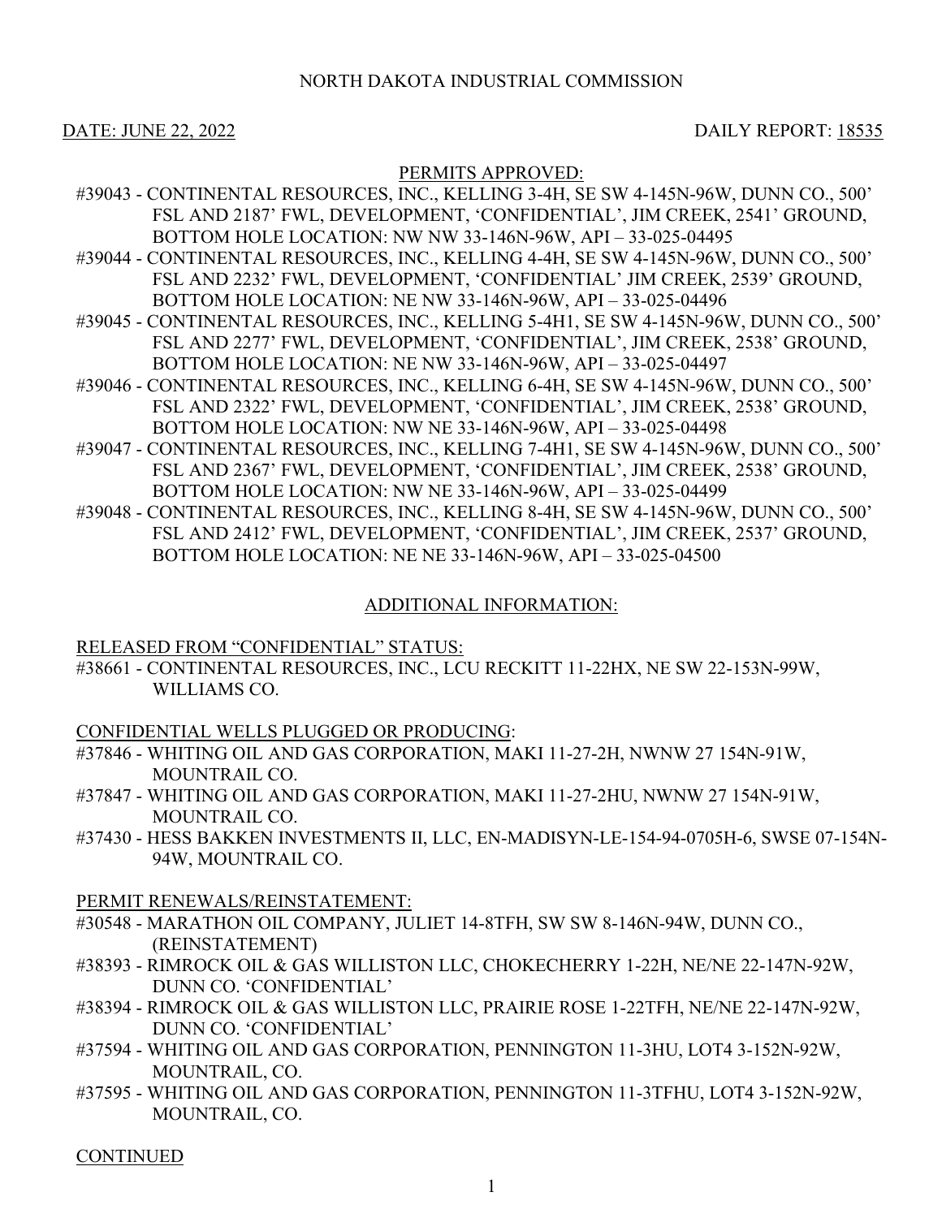NORTH DAKOTA INDUSTRIAL COMMISSION

DATE: JUNE 22, 2022 DAILY REPORT: 18535

## PERMITS APPROVED:

#39043 - CONTINENTAL RESOURCES, INC., KELLING 3-4H, SE SW 4-145N-96W, DUNN CO., 500' FSL AND 2187' FWL, DEVELOPMENT, 'CONFIDENTIAL', JIM CREEK, 2541' GROUND, BOTTOM HOLE LOCATION: NW NW 33-146N-96W, API – 33-025-04495

#39044 - CONTINENTAL RESOURCES, INC., KELLING 4-4H, SE SW 4-145N-96W, DUNN CO., 500' FSL AND 2232' FWL, DEVELOPMENT, 'CONFIDENTIAL' JIM CREEK, 2539' GROUND, BOTTOM HOLE LOCATION: NE NW 33-146N-96W, API – 33-025-04496

#39045 - CONTINENTAL RESOURCES, INC., KELLING 5-4H1, SE SW 4-145N-96W, DUNN CO., 500' FSL AND 2277' FWL, DEVELOPMENT, 'CONFIDENTIAL', JIM CREEK, 2538' GROUND, BOTTOM HOLE LOCATION: NE NW 33-146N-96W, API – 33-025-04497

#39046 - CONTINENTAL RESOURCES, INC., KELLING 6-4H, SE SW 4-145N-96W, DUNN CO., 500' FSL AND 2322' FWL, DEVELOPMENT, 'CONFIDENTIAL', JIM CREEK, 2538' GROUND, BOTTOM HOLE LOCATION: NW NE 33-146N-96W, API – 33-025-04498

#39047 - CONTINENTAL RESOURCES, INC., KELLING 7-4H1, SE SW 4-145N-96W, DUNN CO., 500' FSL AND 2367' FWL, DEVELOPMENT, 'CONFIDENTIAL', JIM CREEK, 2538' GROUND, BOTTOM HOLE LOCATION: NW NE 33-146N-96W, API – 33-025-04499

#39048 - CONTINENTAL RESOURCES, INC., KELLING 8-4H, SE SW 4-145N-96W, DUNN CO., 500' FSL AND 2412' FWL, DEVELOPMENT, 'CONFIDENTIAL', JIM CREEK, 2537' GROUND, BOTTOM HOLE LOCATION: NE NE 33-146N-96W, API – 33-025-04500

## ADDITIONAL INFORMATION:

RELEASED FROM "CONFIDENTIAL" STATUS:

#38661 - CONTINENTAL RESOURCES, INC., LCU RECKITT 11-22HX, NE SW 22-153N-99W, WILLIAMS CO.

CONFIDENTIAL WELLS PLUGGED OR PRODUCING:

#37846 - WHITING OIL AND GAS CORPORATION, MAKI 11-27-2H, NWNW 27 154N-91W, MOUNTRAIL CO.

#37847 - WHITING OIL AND GAS CORPORATION, MAKI 11-27-2HU, NWNW 27 154N-91W, MOUNTRAIL CO.

#37430 - HESS BAKKEN INVESTMENTS II, LLC, EN-MADISYN-LE-154-94-0705H-6, SWSE 07-154N-94W, MOUNTRAIL CO.

PERMIT RENEWALS/REINSTATEMENT:

#30548 - MARATHON OIL COMPANY, JULIET 14-8TFH, SW SW 8-146N-94W, DUNN CO., (REINSTATEMENT)

#38393 - RIMROCK OIL & GAS WILLISTON LLC, CHOKECHERRY 1-22H, NE/NE 22-147N-92W, DUNN CO. 'CONFIDENTIAL'

#38394 - RIMROCK OIL & GAS WILLISTON LLC, PRAIRIE ROSE 1-22TFH, NE/NE 22-147N-92W, DUNN CO. 'CONFIDENTIAL'

#37594 - WHITING OIL AND GAS CORPORATION, PENNINGTON 11-3HU, LOT4 3-152N-92W, MOUNTRAIL, CO.

#37595 - WHITING OIL AND GAS CORPORATION, PENNINGTON 11-3TFHU, LOT4 3-152N-92W, MOUNTRAIL, CO.

CONTINUED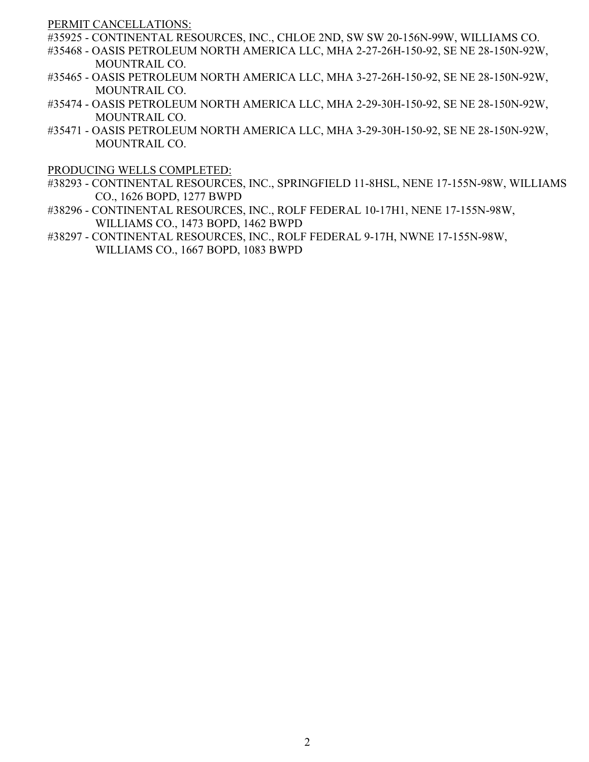<u>PERMIT CANCELLATIONS:</u>

#35925 - CONTINENTAL RESOURCES, INC., CHLOE 2ND, SW SW 20-156N-99W, WILLIAMS CO.

#35468 - OASIS PETROLEUM NORTH AMERICA LLC, MHA 2-27-26H-150-92, SE NE 28-150N-92W, MOUNTRAIL CO.

#35465 - OASIS PETROLEUM NORTH AMERICA LLC, MHA 3-27-26H-150-92, SE NE 28-150N-92W, MOUNTRAIL CO.

#35474 - OASIS PETROLEUM NORTH AMERICA LLC, MHA 2-29-30H-150-92, SE NE 28-150N-92W, MOUNTRAIL CO.

#35471 - OASIS PETROLEUM NORTH AMERICA LLC, MHA 3-29-30H-150-92, SE NE 28-150N-92W, MOUNTRAIL CO.

<u>PRODUCING WELLS COMPLETED:</u>

#38293 - CONTINENTAL RESOURCES, INC., SPRINGFIELD 11-8HSL, NENE 17-155N-98W, WILLIAMS CO., 1626 BOPD, 1277 BWPD

#38296 - CONTINENTAL RESOURCES, INC., ROLF FEDERAL 10-17H1, NENE 17-155N-98W, WILLIAMS CO., 1473 BOPD, 1462 BWPD

#38297 - CONTINENTAL RESOURCES, INC., ROLF FEDERAL 9-17H, NWNE 17-155N-98W, WILLIAMS CO., 1667 BOPD, 1083 BWPD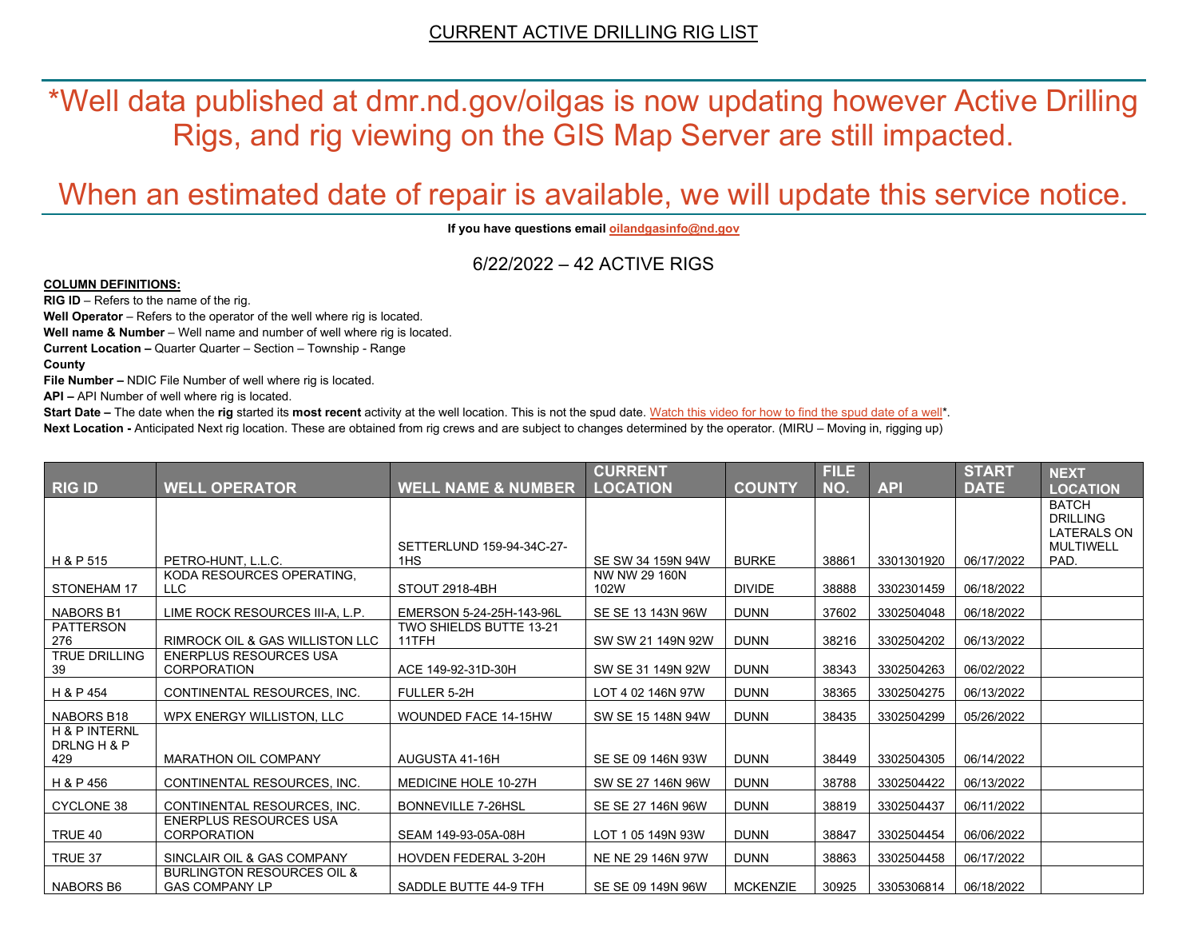# CURRENT ACTIVE DRILLING RIG LIST

## *Well data published at dmr.nd.gov/oilgas is now updating however Active Drilling Rigs, and rig viewing on the GIS Map Server are still impacted.

## When an estimated date of repair is available, we will update this service notice.

**If you have questions email oilandgasinfo@nd.gov**

6/22/2022 – 42 ACTIVE RIGS

**COLUMN DEFINITIONS:**

**RIG ID** – Refers to the name of the rig.

**Well Operator** – Refers to the operator of the well where rig is located.

**Well name & Number** – Well name and number of well where rig is located.

**Current Location –** Quarter Quarter – Section – Township - Range

**County**

**File Number –** NDIC File Number of well where rig is located.

**API –** API Number of well where rig is located.

**Start Date –** The date when the **rig** started its **most recent** activity at the well location. This is not the spud date. Watch this video for how to find the spud date of a well*.

**Next Location -** Anticipated Next rig location. These are obtained from rig crews and are subject to changes determined by the operator. (MIRU – Moving in, rigging up)

| RIG ID | WELL OPERATOR | WELL NAME & NUMBER | CURRENT LOCATION | COUNTY | FILE NO. | API | START DATE | NEXT LOCATION |
|---|---|---|---|---|---|---|---|---|
| H & P 515 | PETRO-HUNT, L.L.C. | SETTERLUND 159-94-34C-27-1HS | SE SW 34 159N 94W | BURKE | 38861 | 3301301920 | 06/17/2022 | BATCH DRILLING LATERALS ON MULTIWELL PAD. |
| STONEHAM 17 | KODA RESOURCES OPERATING, LLC | STOUT 2918-4BH | NW NW 29 160N 102W | DIVIDE | 38888 | 3302301459 | 06/18/2022 | |
| NABORS B1 | LIME ROCK RESOURCES III-A, L.P. | EMERSON 5-24-25H-143-96L | SE SE 13 143N 96W | DUNN | 37602 | 3302504048 | 06/18/2022 | |
| PATTERSON 276 | RIMROCK OIL & GAS WILLISTON LLC | TWO SHIELDS BUTTE 13-21 11TFH | SW SW 21 149N 92W | DUNN | 38216 | 3302504202 | 06/13/2022 | |
| TRUE DRILLING 39 | ENERPLUS RESOURCES USA CORPORATION | ACE 149-92-31D-30H | SW SE 31 149N 92W | DUNN | 38343 | 3302504263 | 06/02/2022 | |
| H & P 454 | CONTINENTAL RESOURCES, INC. | FULLER 5-2H | LOT 4 02 146N 97W | DUNN | 38365 | 3302504275 | 06/13/2022 | |
| NABORS B18 | WPX ENERGY WILLISTON, LLC | WOUNDED FACE 14-15HW | SW SE 15 148N 94W | DUNN | 38435 | 3302504299 | 05/26/2022 | |
| H & P INTERNL DRLNG H & P 429 | MARATHON OIL COMPANY | AUGUSTA 41-16H | SE SE 09 146N 93W | DUNN | 38449 | 3302504305 | 06/14/2022 | |
| H & P 456 | CONTINENTAL RESOURCES, INC. | MEDICINE HOLE 10-27H | SW SE 27 146N 96W | DUNN | 38788 | 3302504422 | 06/13/2022 | |
| CYCLONE 38 | CONTINENTAL RESOURCES, INC. | BONNEVILLE 7-26HSL | SE SE 27 146N 96W | DUNN | 38819 | 3302504437 | 06/11/2022 | |
| TRUE 40 | ENERPLUS RESOURCES USA CORPORATION | SEAM 149-93-05A-08H | LOT 1 05 149N 93W | DUNN | 38847 | 3302504454 | 06/06/2022 | |
| TRUE 37 | SINCLAIR OIL & GAS COMPANY | HOVDEN FEDERAL 3-20H | NE NE 29 146N 97W | DUNN | 38863 | 3302504458 | 06/17/2022 | |
| NABORS B6 | BURLINGTON RESOURCES OIL & GAS COMPANY LP | SADDLE BUTTE 44-9 TFH | SE SE 09 149N 96W | MCKENZIE | 30925 | 3305306814 | 06/18/2022 | |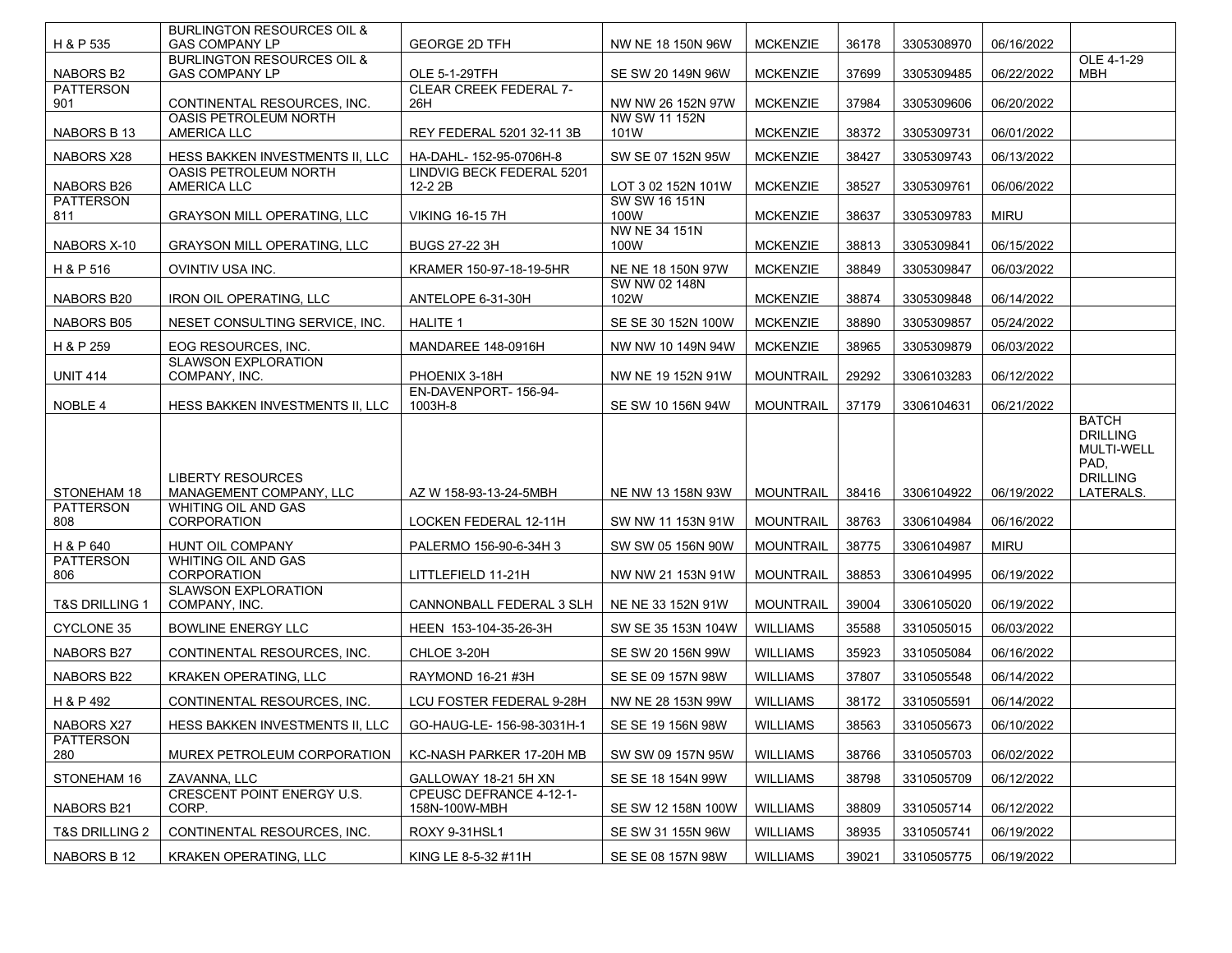| | | | | | | | | |
|---|---|---|---|---|---|---|---|---|
| H & P 535 | BURLINGTON RESOURCES OIL & GAS COMPANY LP | GEORGE 2D TFH | NW NE 18 150N 96W | MCKENZIE | 36178 | 3305308970 | 06/16/2022 | |
| NABORS B2 | BURLINGTON RESOURCES OIL & GAS COMPANY LP | OLE 5-1-29TFH | SE SW 20 149N 96W | MCKENZIE | 37699 | 3305309485 | 06/22/2022 | OLE 4-1-29 MBH |
| PATTERSON 901 | CONTINENTAL RESOURCES, INC. | CLEAR CREEK FEDERAL 7-26H | NW NW 26 152N 97W | MCKENZIE | 37984 | 3305309606 | 06/20/2022 | |
| NABORS B 13 | OASIS PETROLEUM NORTH AMERICA LLC | REY FEDERAL 5201 32-11 3B | NW SW 11 152N 101W | MCKENZIE | 38372 | 3305309731 | 06/01/2022 | |
| NABORS X28 | HESS BAKKEN INVESTMENTS II, LLC | HA-DAHL- 152-95-0706H-8 | SW SE 07 152N 95W | MCKENZIE | 38427 | 3305309743 | 06/13/2022 | |
| NABORS B26 | OASIS PETROLEUM NORTH AMERICA LLC | LINDVIG BECK FEDERAL 5201 12-2 2B | LOT 3 02 152N 101W | MCKENZIE | 38527 | 3305309761 | 06/06/2022 | |
| PATTERSON 811 | GRAYSON MILL OPERATING, LLC | VIKING 16-15 7H | SW SW 16 151N 100W | MCKENZIE | 38637 | 3305309783 | MIRU | |
| NABORS X-10 | GRAYSON MILL OPERATING, LLC | BUGS 27-22 3H | NW NE 34 151N 100W | MCKENZIE | 38813 | 3305309841 | 06/15/2022 | |
| H & P 516 | OVINTIV USA INC. | KRAMER 150-97-18-19-5HR | NE NE 18 150N 97W | MCKENZIE | 38849 | 3305309847 | 06/03/2022 | |
| NABORS B20 | IRON OIL OPERATING, LLC | ANTELOPE 6-31-30H | SW NW 02 148N 102W | MCKENZIE | 38874 | 3305309848 | 06/14/2022 | |
| NABORS B05 | NESET CONSULTING SERVICE, INC. | HALITE 1 | SE SE 30 152N 100W | MCKENZIE | 38890 | 3305309857 | 05/24/2022 | |
| H & P 259 | EOG RESOURCES, INC. | MANDAREE 148-0916H | NW NW 10 149N 94W | MCKENZIE | 38965 | 3305309879 | 06/03/2022 | |
| UNIT 414 | SLAWSON EXPLORATION COMPANY, INC. | PHOENIX 3-18H | NW NE 19 152N 91W | MOUNTRAIL | 29292 | 3306103283 | 06/12/2022 | |
| NOBLE 4 | HESS BAKKEN INVESTMENTS II, LLC | EN-DAVENPORT- 156-94-1003H-8 | SE SW 10 156N 94W | MOUNTRAIL | 37179 | 3306104631 | 06/21/2022 | |
| STONEHAM 18 | LIBERTY RESOURCES MANAGEMENT COMPANY, LLC | AZ W 158-93-13-24-5MBH | NE NW 13 158N 93W | MOUNTRAIL | 38416 | 3306104922 | 06/19/2022 | BATCH DRILLING MULTI-WELL PAD, DRILLING LATERALS. |
| PATTERSON 808 | WHITING OIL AND GAS CORPORATION | LOCKEN FEDERAL 12-11H | SW NW 11 153N 91W | MOUNTRAIL | 38763 | 3306104984 | 06/16/2022 | |
| H & P 640 | HUNT OIL COMPANY | PALERMO 156-90-6-34H 3 | SW SW 05 156N 90W | MOUNTRAIL | 38775 | 3306104987 | MIRU | |
| PATTERSON 806 | WHITING OIL AND GAS CORPORATION | LITTLEFIELD 11-21H | NW NW 21 153N 91W | MOUNTRAIL | 38853 | 3306104995 | 06/19/2022 | |
| T&S DRILLING 1 | SLAWSON EXPLORATION COMPANY, INC. | CANNONBALL FEDERAL 3 SLH | NE NE 33 152N 91W | MOUNTRAIL | 39004 | 3306105020 | 06/19/2022 | |
| CYCLONE 35 | BOWLINE ENERGY LLC | HEEN 153-104-35-26-3H | SW SE 35 153N 104W | WILLIAMS | 35588 | 3310505015 | 06/03/2022 | |
| NABORS B27 | CONTINENTAL RESOURCES, INC. | CHLOE 3-20H | SE SW 20 156N 99W | WILLIAMS | 35923 | 3310505084 | 06/16/2022 | |
| NABORS B22 | KRAKEN OPERATING, LLC | RAYMOND 16-21 #3H | SE SE 09 157N 98W | WILLIAMS | 37807 | 3310505548 | 06/14/2022 | |
| H & P 492 | CONTINENTAL RESOURCES, INC. | LCU FOSTER FEDERAL 9-28H | NW NE 28 153N 99W | WILLIAMS | 38172 | 3310505591 | 06/14/2022 | |
| NABORS X27 | HESS BAKKEN INVESTMENTS II, LLC | GO-HAUG-LE- 156-98-3031H-1 | SE SE 19 156N 98W | WILLIAMS | 38563 | 3310505673 | 06/10/2022 | |
| PATTERSON 280 | MUREX PETROLEUM CORPORATION | KC-NASH PARKER 17-20H MB | SW SW 09 157N 95W | WILLIAMS | 38766 | 3310505703 | 06/02/2022 | |
| STONEHAM 16 | ZAVANNA, LLC | GALLOWAY 18-21 5H XN | SE SE 18 154N 99W | WILLIAMS | 38798 | 3310505709 | 06/12/2022 | |
| NABORS B21 | CRESCENT POINT ENERGY U.S. CORP. | CPEUSC DEFRANCE 4-12-1-158N-100W-MBH | SE SW 12 158N 100W | WILLIAMS | 38809 | 3310505714 | 06/12/2022 | |
| T&S DRILLING 2 | CONTINENTAL RESOURCES, INC. | ROXY 9-31HSL1 | SE SW 31 155N 96W | WILLIAMS | 38935 | 3310505741 | 06/19/2022 | |
| NABORS B 12 | KRAKEN OPERATING, LLC | KING LE 8-5-32 #11H | SE SE 08 157N 98W | WILLIAMS | 39021 | 3310505775 | 06/19/2022 | |